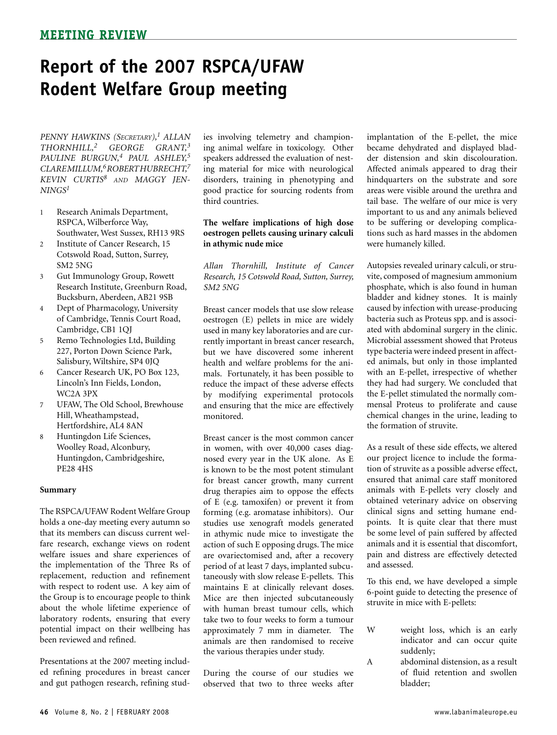MEETING REVIEW

# Report of the 2007 RSPCA/UFAW Rodent Welfare Group meeting

*PENNY HAWKINS (SECRETARY),[1] ALLAN THORNHILL,[2] GEORGE GRANT,[3] PAULINE BURGUN,[4] PAUL ASHLEY,[5] CLARE MILLUM,[6] ROBERT HUBRECHT,[7] KEVIN CURTIS[8] AND MAGGY JENNINGS[1]*

1. Research Animals Department, RSPCA, Wilberforce Way, Southwater, West Sussex, RH13 9RS
2. Institute of Cancer Research, 15 Cotswold Road, Sutton, Surrey, SM2 5NG
3. Gut Immunology Group, Rowett Research Institute, Greenburn Road, Bucksburn, Aberdeen, AB21 9SB
4. Dept of Pharmacology, University of Cambridge, Tennis Court Road, Cambridge, CB1 1QJ
5. Remo Technologies Ltd, Building 227, Porton Down Science Park, Salisbury, Wiltshire, SP4 0JQ
6. Cancer Research UK, PO Box 123, Lincoln's Inn Fields, London, WC2A 3PX
7. UFAW, The Old School, Brewhouse Hill, Wheathampstead, Hertfordshire, AL4 8AN
8. Huntingdon Life Sciences, Woolley Road, Alconbury, Huntingdon, Cambridgeshire, PE28 4HS

**Summary**

The RSPCA/UFAW Rodent Welfare Group holds a one-day meeting every autumn so that its members can discuss current welfare research, exchange views on rodent welfare issues and share experiences of the implementation of the Three Rs of replacement, reduction and refinement with respect to rodent use. A key aim of the Group is to encourage people to think about the whole lifetime experience of laboratory rodents, ensuring that every potential impact on their wellbeing has been reviewed and refined.

Presentations at the 2007 meeting included refining procedures in breast cancer and gut pathogen research, refining studies involving telemetry and championing animal welfare in toxicology. Other speakers addressed the evaluation of nesting material for mice with neurological disorders, training in phenotyping and good practice for sourcing rodents from third countries.

**The welfare implications of high dose oestrogen pellets causing urinary calculi in athymic nude mice**

*Allan Thornhill, Institute of Cancer Research, 15 Cotswold Road, Sutton, Surrey, SM2 5NG*

Breast cancer models that use slow release oestrogen (E) pellets in mice are widely used in many key laboratories and are currently important in breast cancer research, but we have discovered some inherent health and welfare problems for the animals. Fortunately, it has been possible to reduce the impact of these adverse effects by modifying experimental protocols and ensuring that the mice are effectively monitored.

Breast cancer is the most common cancer in women, with over 40,000 cases diagnosed every year in the UK alone. As E is known to be the most potent stimulant for breast cancer growth, many current drug therapies aim to oppose the effects of E (e.g. tamoxifen) or prevent it from forming (e.g. aromatase inhibitors). Our studies use xenograft models generated in athymic nude mice to investigate the action of such E opposing drugs. The mice are ovariectomised and, after a recovery period of at least 7 days, implanted subcutaneously with slow release E-pellets. This maintains E at clinically relevant doses. Mice are then injected subcutaneously with human breast tumour cells, which take two to four weeks to form a tumour approximately 7 mm in diameter. The animals are then randomised to receive the various therapies under study.

During the course of our studies we observed that two to three weeks after implantation of the E-pellet, the mice became dehydrated and displayed bladder distension and skin discolouration. Affected animals appeared to drag their hindquarters on the substrate and sore areas were visible around the urethra and tail base. The welfare of our mice is very important to us and any animals believed to be suffering or developing complications such as hard masses in the abdomen were humanely killed.

Autopsies revealed urinary calculi, or struvite, composed of magnesium ammonium phosphate, which is also found in human bladder and kidney stones. It is mainly caused by infection with urease-producing bacteria such as Proteus spp. and is associated with abdominal surgery in the clinic. Microbial assessment showed that Proteus type bacteria were indeed present in affected animals, but only in those implanted with an E-pellet, irrespective of whether they had had surgery. We concluded that the E-pellet stimulated the normally commensal Proteus to proliferate and cause chemical changes in the urine, leading to the formation of struvite.

As a result of these side effects, we altered our project licence to include the formation of struvite as a possible adverse effect, ensured that animal care staff monitored animals with E-pellets very closely and obtained veterinary advice on observing clinical signs and setting humane endpoints. It is quite clear that there must be some level of pain suffered by affected animals and it is essential that discomfort, pain and distress are effectively detected and assessed.

To this end, we have developed a simple 6-point guide to detecting the presence of struvite in mice with E-pellets:

- W — weight loss, which is an early indicator and can occur quite suddenly;
- A — abdominal distension, as a result of fluid retention and swollen bladder;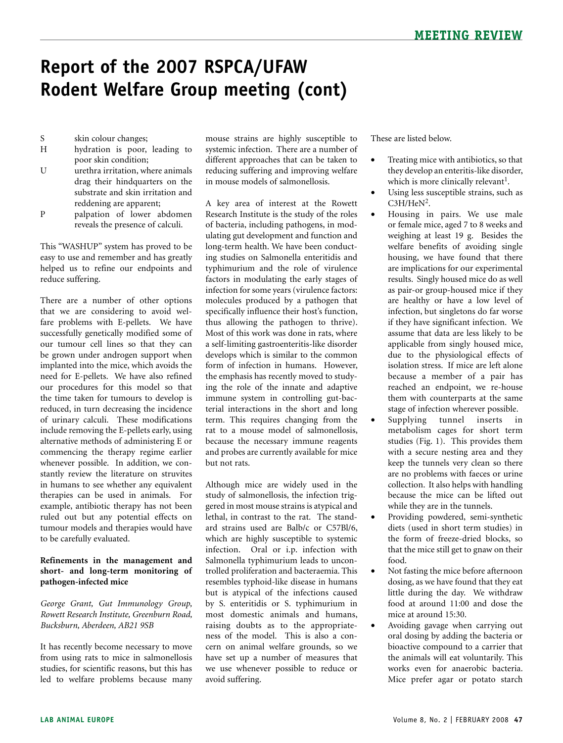# Report of the 2007 RSPCA/UFAW Rodent Welfare Group meeting (cont)

S skin colour changes;

H hydration is poor, leading to poor skin condition;

U urethra irritation, where animals drag their hindquarters on the substrate and skin irritation and reddening are apparent;

P palpation of lower abdomen reveals the presence of calculi.

This "WASHUP" system has proved to be easy to use and remember and has greatly helped us to refine our endpoints and reduce suffering.

There are a number of other options that we are considering to avoid welfare problems with E-pellets. We have successfully genetically modified some of our tumour cell lines so that they can be grown under androgen support when implanted into the mice, which avoids the need for E-pellets. We have also refined our procedures for this model so that the time taken for tumours to develop is reduced, in turn decreasing the incidence of urinary calculi. These modifications include removing the E-pellets early, using alternative methods of administering E or commencing the therapy regime earlier whenever possible. In addition, we constantly review the literature on struvites in humans to see whether any equivalent therapies can be used in animals. For example, antibiotic therapy has not been ruled out but any potential effects on tumour models and therapies would have to be carefully evaluated.

### Refinements in the management and short- and long-term monitoring of pathogen-infected mice

*George Grant, Gut Immunology Group, Rowett Research Institute, Greenburn Road, Bucksburn, Aberdeen, AB21 9SB*

It has recently become necessary to move from using rats to mice in salmonellosis studies, for scientific reasons, but this has led to welfare problems because many mouse strains are highly susceptible to systemic infection. There are a number of different approaches that can be taken to reducing suffering and improving welfare in mouse models of salmonellosis.

A key area of interest at the Rowett Research Institute is the study of the roles of bacteria, including pathogens, in modulating gut development and function and long-term health. We have been conducting studies on Salmonella enteritidis and typhimurium and the role of virulence factors in modulating the early stages of infection for some years (virulence factors: molecules produced by a pathogen that specifically influence their host's function, thus allowing the pathogen to thrive). Most of this work was done in rats, where a self-limiting gastroenteritis-like disorder develops which is similar to the common form of infection in humans. However, the emphasis has recently moved to studying the role of the innate and adaptive immune system in controlling gut-bacterial interactions in the short and long term. This requires changing from the rat to a mouse model of salmonellosis, because the necessary immune reagents and probes are currently available for mice but not rats.

Although mice are widely used in the study of salmonellosis, the infection triggered in most mouse strains is atypical and lethal, in contrast to the rat. The standard strains used are Balb/c or C57Bl/6, which are highly susceptible to systemic infection. Oral or i.p. infection with Salmonella typhimurium leads to uncontrolled proliferation and bacteraemia. This resembles typhoid-like disease in humans but is atypical of the infections caused by S. enteritidis or S. typhimurium in most domestic animals and humans, raising doubts as to the appropriateness of the model. This is also a concern on animal welfare grounds, so we have set up a number of measures that we use whenever possible to reduce or avoid suffering. These are listed below.

- Treating mice with antibiotics, so that they develop an enteritis-like disorder, which is more clinically relevant[1].
- Using less susceptible strains, such as C3H/HeN[2].
- Housing in pairs. We use male or female mice, aged 7 to 8 weeks and weighing at least 19 g. Besides the welfare benefits of avoiding single housing, we have found that there are implications for our experimental results. Singly housed mice do as well as pair-or group-housed mice if they are healthy or have a low level of infection, but singletons do far worse if they have significant infection. We assume that data are less likely to be applicable from singly housed mice, due to the physiological effects of isolation stress. If mice are left alone because a member of a pair has reached an endpoint, we re-house them with counterparts at the same stage of infection wherever possible.
- Supplying tunnel inserts in metabolism cages for short term studies (Fig. 1). This provides them with a secure nesting area and they keep the tunnels very clean so there are no problems with faeces or urine collection. It also helps with handling because the mice can be lifted out while they are in the tunnels.
- Providing powdered, semi-synthetic diets (used in short term studies) in the form of freeze-dried blocks, so that the mice still get to gnaw on their food.
- Not fasting the mice before afternoon dosing, as we have found that they eat little during the day. We withdraw food at around 11:00 and dose the mice at around 15:30.
- Avoiding gavage when carrying out oral dosing by adding the bacteria or bioactive compound to a carrier that the animals will eat voluntarily. This works even for anaerobic bacteria. Mice prefer agar or potato starch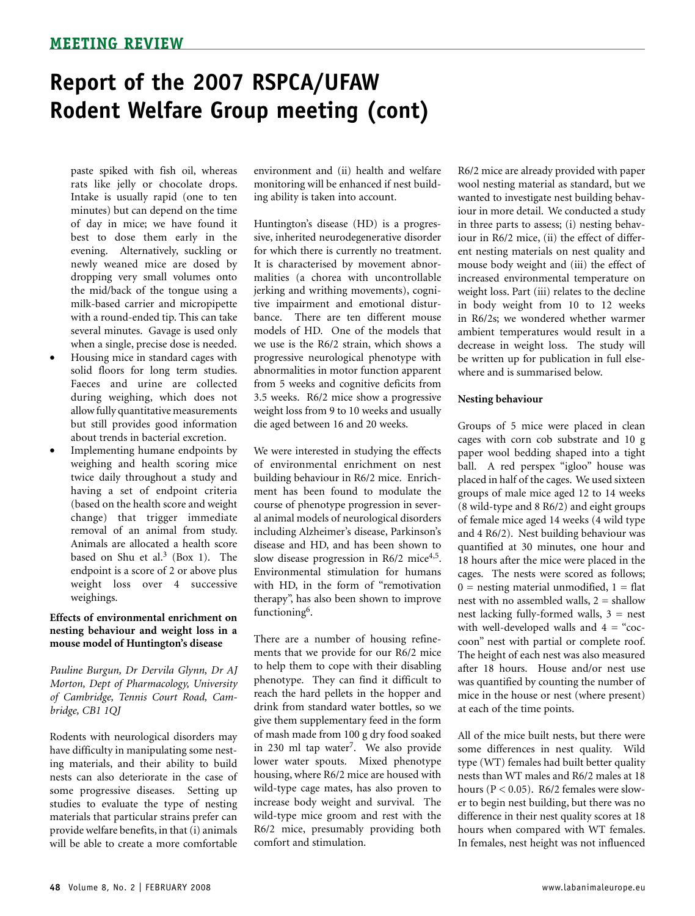paste spiked with fish oil, whereas rats like jelly or chocolate drops. Intake is usually rapid (one to ten minutes) but can depend on the time of day in mice; we have found it best to dose them early in the evening. Alternatively, suckling or newly weaned mice are dosed by dropping very small volumes onto the mid/back of the tongue using a milk-based carrier and micropipette with a round-ended tip. This can take several minutes. Gavage is used only when a single, precise dose is needed.

- Housing mice in standard cages with solid floors for long term studies. Faeces and urine are collected during weighing, which does not allow fully quantitative measurements but still provides good information about trends in bacterial excretion.
- Implementing humane endpoints by weighing and health scoring mice twice daily throughout a study and having a set of endpoint criteria (based on the health score and weight change) that trigger immediate removal of an animal from study. Animals are allocated a health score based on Shu et al.[3] (Box 1). The endpoint is a score of 2 or above plus weight loss over 4 successive weighings.

### Effects of environmental enrichment on nesting behaviour and weight loss in a mouse model of Huntington's disease

*Pauline Burgun, Dr Dervila Glynn, Dr AJ Morton, Dept of Pharmacology, University of Cambridge, Tennis Court Road, Cambridge, CB1 1QJ*

Rodents with neurological disorders may have difficulty in manipulating some nesting materials, and their ability to build nests can also deteriorate in the case of some progressive diseases. Setting up studies to evaluate the type of nesting materials that particular strains prefer can provide welfare benefits, in that (i) animals will be able to create a more comfortable environment and (ii) health and welfare monitoring will be enhanced if nest building ability is taken into account.

Huntington's disease (HD) is a progressive, inherited neurodegenerative disorder for which there is currently no treatment. It is characterised by movement abnormalities (a chorea with uncontrollable jerking and writhing movements), cognitive impairment and emotional disturbance. There are ten different mouse models of HD. One of the models that we use is the R6/2 strain, which shows a progressive neurological phenotype with abnormalities in motor function apparent from 5 weeks and cognitive deficits from 3.5 weeks. R6/2 mice show a progressive weight loss from 9 to 10 weeks and usually die aged between 16 and 20 weeks.

We were interested in studying the effects of environmental enrichment on nest building behaviour in R6/2 mice. Enrichment has been found to modulate the course of phenotype progression in several animal models of neurological disorders including Alzheimer's disease, Parkinson's disease and HD, and has been shown to slow disease progression in R6/2 mice[4,5]. Environmental stimulation for humans with HD, in the form of "remotivation therapy", has also been shown to improve functioning[6].

There are a number of housing refinements that we provide for our R6/2 mice to help them to cope with their disabling phenotype. They can find it difficult to reach the hard pellets in the hopper and drink from standard water bottles, so we give them supplementary feed in the form of mash made from 100 g dry food soaked in 230 ml tap water[7]. We also provide lower water spouts. Mixed phenotype housing, where R6/2 mice are housed with wild-type cage mates, has also proven to increase body weight and survival. The wild-type mice groom and rest with the R6/2 mice, presumably providing both comfort and stimulation.

R6/2 mice are already provided with paper wool nesting material as standard, but we wanted to investigate nest building behaviour in more detail. We conducted a study in three parts to assess; (i) nesting behaviour in R6/2 mice, (ii) the effect of different nesting materials on nest quality and mouse body weight and (iii) the effect of increased environmental temperature on weight loss. Part (iii) relates to the decline in body weight from 10 to 12 weeks in R6/2s; we wondered whether warmer ambient temperatures would result in a decrease in weight loss. The study will be written up for publication in full elsewhere and is summarised below.

#### Nesting behaviour

Groups of 5 mice were placed in clean cages with corn cob substrate and 10 g paper wool bedding shaped into a tight ball. A red perspex "igloo" house was placed in half of the cages. We used sixteen groups of male mice aged 12 to 14 weeks (8 wild-type and 8 R6/2) and eight groups of female mice aged 14 weeks (4 wild type and 4 R6/2). Nest building behaviour was quantified at 30 minutes, one hour and 18 hours after the mice were placed in the cages. The nests were scored as follows; 0 = nesting material unmodified, 1 = flat nest with no assembled walls, 2 = shallow nest lacking fully-formed walls, 3 = nest with well-developed walls and 4 = "cocoon" nest with partial or complete roof. The height of each nest was also measured after 18 hours. House and/or nest use was quantified by counting the number of mice in the house or nest (where present) at each of the time points.

All of the mice built nests, but there were some differences in nest quality. Wild type (WT) females had built better quality nests than WT males and R6/2 males at 18 hours ($P < 0.05$). R6/2 females were slower to begin nest building, but there was no difference in their nest quality scores at 18 hours when compared with WT females. In females, nest height was not influenced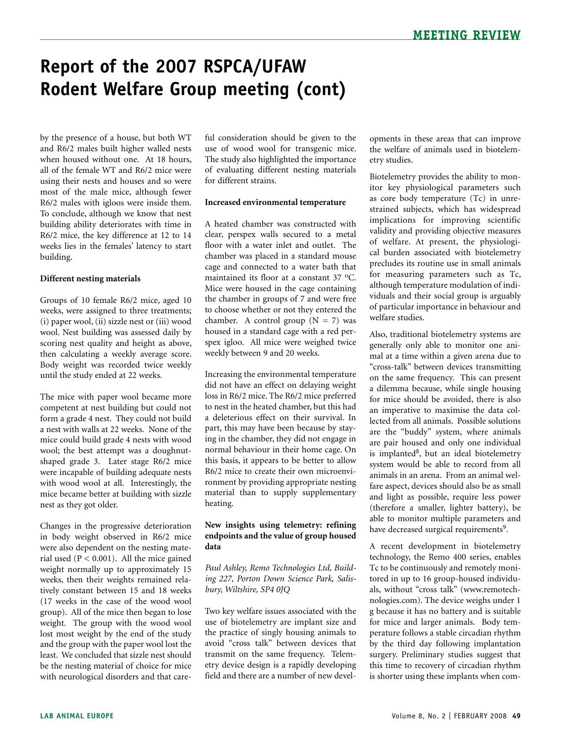# Report of the 2007 RSPCA/UFAW Rodent Welfare Group meeting (cont)

by the presence of a house, but both WT and R6/2 males built higher walled nests when housed without one. At 18 hours, all of the female WT and R6/2 mice were using their nests and houses and so were most of the male mice, although fewer R6/2 males with igloos were inside them. To conclude, although we know that nest building ability deteriorates with time in R6/2 mice, the key difference at 12 to 14 weeks lies in the females' latency to start building.

**Different nesting materials**

Groups of 10 female R6/2 mice, aged 10 weeks, were assigned to three treatments; (i) paper wool, (ii) sizzle nest or (iii) wood wool. Nest building was assessed daily by scoring nest quality and height as above, then calculating a weekly average score. Body weight was recorded twice weekly until the study ended at 22 weeks.

The mice with paper wool became more competent at nest building but could not form a grade 4 nest. They could not build a nest with walls at 22 weeks. None of the mice could build grade 4 nests with wood wool; the best attempt was a doughnut-shaped grade 3. Later stage R6/2 mice were incapable of building adequate nests with wood wool at all. Interestingly, the mice became better at building with sizzle nest as they got older.

Changes in the progressive deterioration in body weight observed in R6/2 mice were also dependent on the nesting material used ($P < 0.001$). All the mice gained weight normally up to approximately 15 weeks, then their weights remained relatively constant between 15 and 18 weeks (17 weeks in the case of the wood wool group). All of the mice then began to lose weight. The group with the wood wool lost most weight by the end of the study and the group with the paper wool lost the least. We concluded that sizzle nest should be the nesting material of choice for mice with neurological disorders and that careful consideration should be given to the use of wood wool for transgenic mice. The study also highlighted the importance of evaluating different nesting materials for different strains.

**Increased environmental temperature**

A heated chamber was constructed with clear, perspex walls secured to a metal floor with a water inlet and outlet. The chamber was placed in a standard mouse cage and connected to a water bath that maintained its floor at a constant 37 ºC. Mice were housed in the cage containing the chamber in groups of 7 and were free to choose whether or not they entered the chamber. A control group ($N = 7$) was housed in a standard cage with a red perspex igloo. All mice were weighed twice weekly between 9 and 20 weeks.

Increasing the environmental temperature did not have an effect on delaying weight loss in R6/2 mice. The R6/2 mice preferred to nest in the heated chamber, but this had a deleterious effect on their survival. In part, this may have been because by staying in the chamber, they did not engage in normal behaviour in their home cage. On this basis, it appears to be better to allow R6/2 mice to create their own microenvironment by providing appropriate nesting material than to supply supplementary heating.

**New insights using telemetry: refining endpoints and the value of group housed data**

*Paul Ashley, Remo Technologies Ltd, Building 227, Porton Down Science Park, Salisbury, Wiltshire, SP4 0JQ*

Two key welfare issues associated with the use of biotelemetry are implant size and the practice of singly housing animals to avoid "cross talk" between devices that transmit on the same frequency. Telemetry device design is a rapidly developing field and there are a number of new developments in these areas that can improve the welfare of animals used in biotelemetry studies.

Biotelemetry provides the ability to monitor key physiological parameters such as core body temperature (Tc) in unrestrained subjects, which has widespread implications for improving scientific validity and providing objective measures of welfare. At present, the physiological burden associated with biotelemetry precludes its routine use in small animals for measuring parameters such as Tc, although temperature modulation of individuals and their social group is arguably of particular importance in behaviour and welfare studies.

Also, traditional biotelemetry systems are generally only able to monitor one animal at a time within a given arena due to "cross-talk" between devices transmitting on the same frequency. This can present a dilemma because, while single housing for mice should be avoided, there is also an imperative to maximise the data collected from all animals. Possible solutions are the "buddy" system, where animals are pair housed and only one individual is implanted[8], but an ideal biotelemetry system would be able to record from all animals in an arena. From an animal welfare aspect, devices should also be as small and light as possible, require less power (therefore a smaller, lighter battery), be able to monitor multiple parameters and have decreased surgical requirements[9].

A recent development in biotelemetry technology, the Remo 400 series, enables Tc to be continuously and remotely monitored in up to 16 group-housed individuals, without "cross talk" (www.remotechnologies.com). The device weighs under 1 g because it has no battery and is suitable for mice and larger animals. Body temperature follows a stable circadian rhythm by the third day following implantation surgery. Preliminary studies suggest that this time to recovery of circadian rhythm is shorter using these implants when com-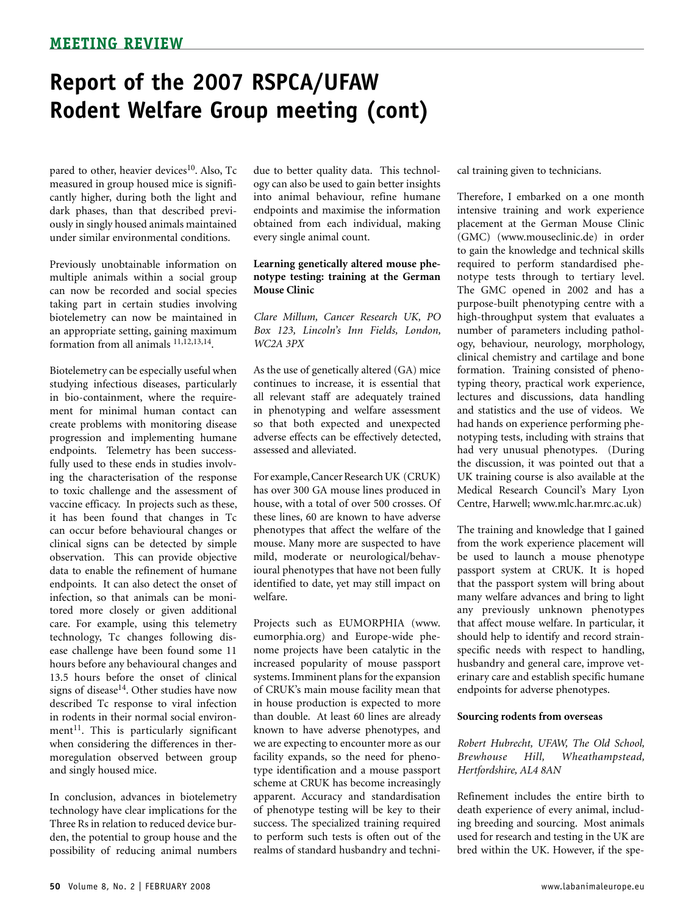# Report of the 2007 RSPCA/UFAW Rodent Welfare Group meeting (cont)

pared to other, heavier devices[10]. Also, Tc measured in group housed mice is significantly higher, during both the light and dark phases, than that described previously in singly housed animals maintained under similar environmental conditions.

Previously unobtainable information on multiple animals within a social group can now be recorded and social species taking part in certain studies involving biotelemetry can now be maintained in an appropriate setting, gaining maximum formation from all animals [11,12,13,14].

Biotelemetry can be especially useful when studying infectious diseases, particularly in bio-containment, where the requirement for minimal human contact can create problems with monitoring disease progression and implementing humane endpoints. Telemetry has been successfully used to these ends in studies involving the characterisation of the response to toxic challenge and the assessment of vaccine efficacy. In projects such as these, it has been found that changes in Tc can occur before behavioural changes or clinical signs can be detected by simple observation. This can provide objective data to enable the refinement of humane endpoints. It can also detect the onset of infection, so that animals can be monitored more closely or given additional care. For example, using this telemetry technology, Tc changes following disease challenge have been found some 11 hours before any behavioural changes and 13.5 hours before the onset of clinical signs of disease[14]. Other studies have now described Tc response to viral infection in rodents in their normal social environment[11]. This is particularly significant when considering the differences in thermoregulation observed between group and singly housed mice.

In conclusion, advances in biotelemetry technology have clear implications for the Three Rs in relation to reduced device burden, the potential to group house and the possibility of reducing animal numbers due to better quality data. This technology can also be used to gain better insights into animal behaviour, refine humane endpoints and maximise the information obtained from each individual, making every single animal count.

### Learning genetically altered mouse phenotype testing: training at the German Mouse Clinic

*Clare Millum, Cancer Research UK, PO Box 123, Lincoln's Inn Fields, London, WC2A 3PX*

As the use of genetically altered (GA) mice continues to increase, it is essential that all relevant staff are adequately trained in phenotyping and welfare assessment so that both expected and unexpected adverse effects can be effectively detected, assessed and alleviated.

For example, Cancer Research UK (CRUK) has over 300 GA mouse lines produced in house, with a total of over 500 crosses. Of these lines, 60 are known to have adverse phenotypes that affect the welfare of the mouse. Many more are suspected to have mild, moderate or neurological/behavioural phenotypes that have not been fully identified to date, yet may still impact on welfare.

Projects such as EUMORPHIA (www.eumorphia.org) and Europe-wide phenome projects have been catalytic in the increased popularity of mouse passport systems. Imminent plans for the expansion of CRUK's main mouse facility mean that in house production is expected to more than double. At least 60 lines are already known to have adverse phenotypes, and we are expecting to encounter more as our facility expands, so the need for phenotype identification and a mouse passport scheme at CRUK has become increasingly apparent. Accuracy and standardisation of phenotype testing will be key to their success. The specialized training required to perform such tests is often out of the realms of standard husbandry and technical training given to technicians.

Therefore, I embarked on a one month intensive training and work experience placement at the German Mouse Clinic (GMC) (www.mouseclinic.de) in order to gain the knowledge and technical skills required to perform standardised phenotype tests through to tertiary level. The GMC opened in 2002 and has a purpose-built phenotyping centre with a high-throughput system that evaluates a number of parameters including pathology, behaviour, neurology, morphology, clinical chemistry and cartilage and bone formation. Training consisted of phenotyping theory, practical work experience, lectures and discussions, data handling and statistics and the use of videos. We had hands on experience performing phenotyping tests, including with strains that had very unusual phenotypes. (During the discussion, it was pointed out that a UK training course is also available at the Medical Research Council's Mary Lyon Centre, Harwell; www.mlc.har.mrc.ac.uk)

The training and knowledge that I gained from the work experience placement will be used to launch a mouse phenotype passport system at CRUK. It is hoped that the passport system will bring about many welfare advances and bring to light any previously unknown phenotypes that affect mouse welfare. In particular, it should help to identify and record strain-specific needs with respect to handling, husbandry and general care, improve veterinary care and establish specific humane endpoints for adverse phenotypes.

### Sourcing rodents from overseas

*Robert Hubrecht, UFAW, The Old School, Brewhouse Hill, Wheathampstead, Hertfordshire, AL4 8AN*

Refinement includes the entire birth to death experience of every animal, including breeding and sourcing. Most animals used for research and testing in the UK are bred within the UK. However, if the spe-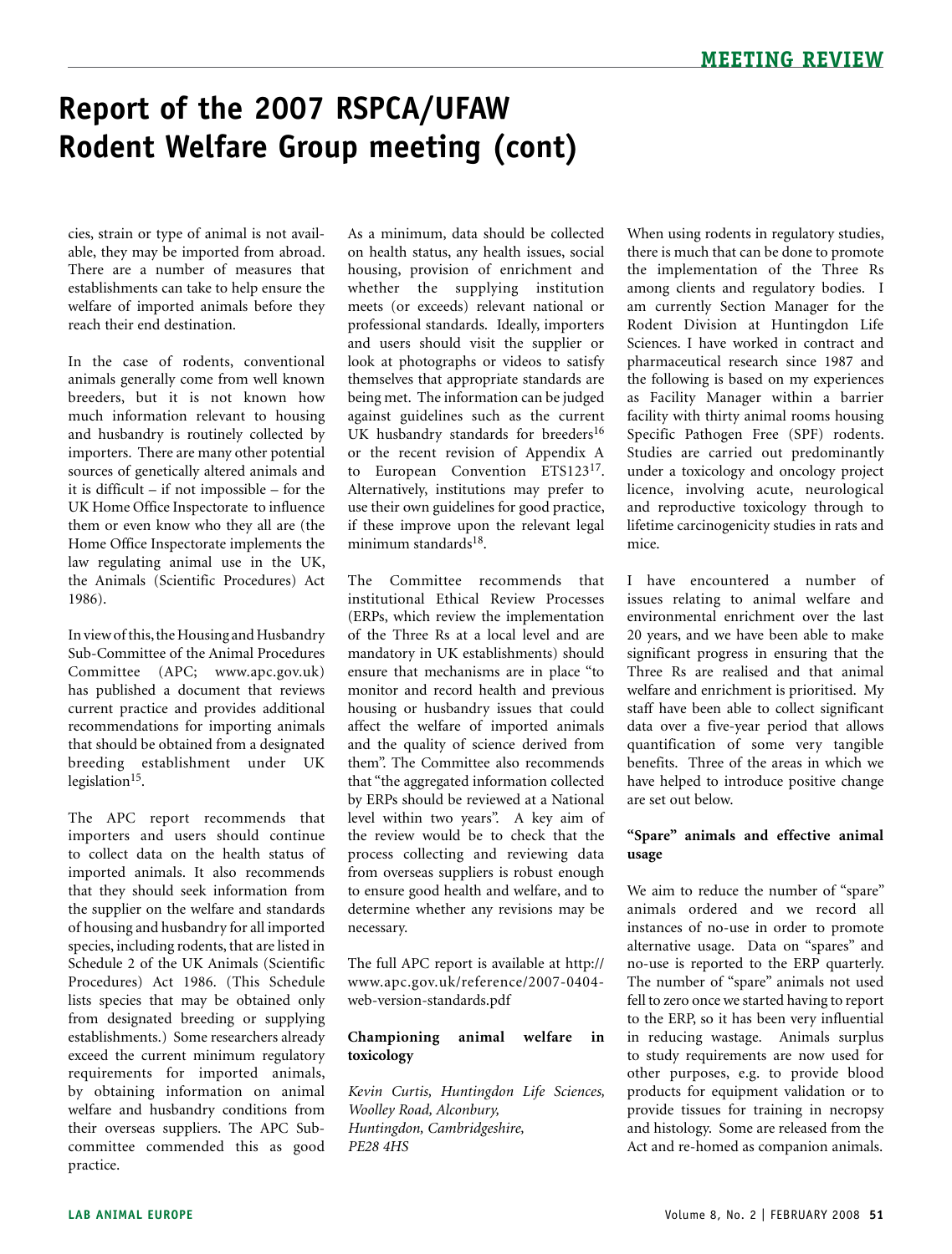# Report of the 2007 RSPCA/UFAW Rodent Welfare Group meeting (cont)

cies, strain or type of animal is not available, they may be imported from abroad. There are a number of measures that establishments can take to help ensure the welfare of imported animals before they reach their end destination.

In the case of rodents, conventional animals generally come from well known breeders, but it is not known how much information relevant to housing and husbandry is routinely collected by importers. There are many other potential sources of genetically altered animals and it is difficult – if not impossible – for the UK Home Office Inspectorate to influence them or even know who they all are (the Home Office Inspectorate implements the law regulating animal use in the UK, the Animals (Scientific Procedures) Act 1986).

In view of this, the Housing and Husbandry Sub-Committee of the Animal Procedures Committee (APC; www.apc.gov.uk) has published a document that reviews current practice and provides additional recommendations for importing animals that should be obtained from a designated breeding establishment under UK legislation[15].

The APC report recommends that importers and users should continue to collect data on the health status of imported animals. It also recommends that they should seek information from the supplier on the welfare and standards of housing and husbandry for all imported species, including rodents, that are listed in Schedule 2 of the UK Animals (Scientific Procedures) Act 1986. (This Schedule lists species that may be obtained only from designated breeding or supplying establishments.) Some researchers already exceed the current minimum regulatory requirements for imported animals, by obtaining information on animal welfare and husbandry conditions from their overseas suppliers. The APC Sub-committee commended this as good practice.

As a minimum, data should be collected on health status, any health issues, social housing, provision of enrichment and whether the supplying institution meets (or exceeds) relevant national or professional standards. Ideally, importers and users should visit the supplier or look at photographs or videos to satisfy themselves that appropriate standards are being met. The information can be judged against guidelines such as the current UK husbandry standards for breeders[16] or the recent revision of Appendix A to European Convention ETS123[17]. Alternatively, institutions may prefer to use their own guidelines for good practice, if these improve upon the relevant legal minimum standards[18].

The Committee recommends that institutional Ethical Review Processes (ERPs, which review the implementation of the Three Rs at a local level and are mandatory in UK establishments) should ensure that mechanisms are in place "to monitor and record health and previous housing or husbandry issues that could affect the welfare of imported animals and the quality of science derived from them". The Committee also recommends that "the aggregated information collected by ERPs should be reviewed at a National level within two years". A key aim of the review would be to check that the process collecting and reviewing data from overseas suppliers is robust enough to ensure good health and welfare, and to determine whether any revisions may be necessary.

The full APC report is available at http://www.apc.gov.uk/reference/2007-0404-web-version-standards.pdf

### Championing animal welfare in toxicology

*Kevin Curtis, Huntingdon Life Sciences, Woolley Road, Alconbury, Huntingdon, Cambridgeshire, PE28 4HS*

When using rodents in regulatory studies, there is much that can be done to promote the implementation of the Three Rs among clients and regulatory bodies. I am currently Section Manager for the Rodent Division at Huntingdon Life Sciences. I have worked in contract and pharmaceutical research since 1987 and the following is based on my experiences as Facility Manager within a barrier facility with thirty animal rooms housing Specific Pathogen Free (SPF) rodents. Studies are carried out predominantly under a toxicology and oncology project licence, involving acute, neurological and reproductive toxicology through to lifetime carcinogenicity studies in rats and mice.

I have encountered a number of issues relating to animal welfare and environmental enrichment over the last 20 years, and we have been able to make significant progress in ensuring that the Three Rs are realised and that animal welfare and enrichment is prioritised. My staff have been able to collect significant data over a five-year period that allows quantification of some very tangible benefits. Three of the areas in which we have helped to introduce positive change are set out below.

#### "Spare" animals and effective animal usage

We aim to reduce the number of "spare" animals ordered and we record all instances of no-use in order to promote alternative usage. Data on "spares" and no-use is reported to the ERP quarterly. The number of "spare" animals not used fell to zero once we started having to report to the ERP, so it has been very influential in reducing wastage. Animals surplus to study requirements are now used for other purposes, e.g. to provide blood products for equipment validation or to provide tissues for training in necropsy and histology. Some are released from the Act and re-homed as companion animals.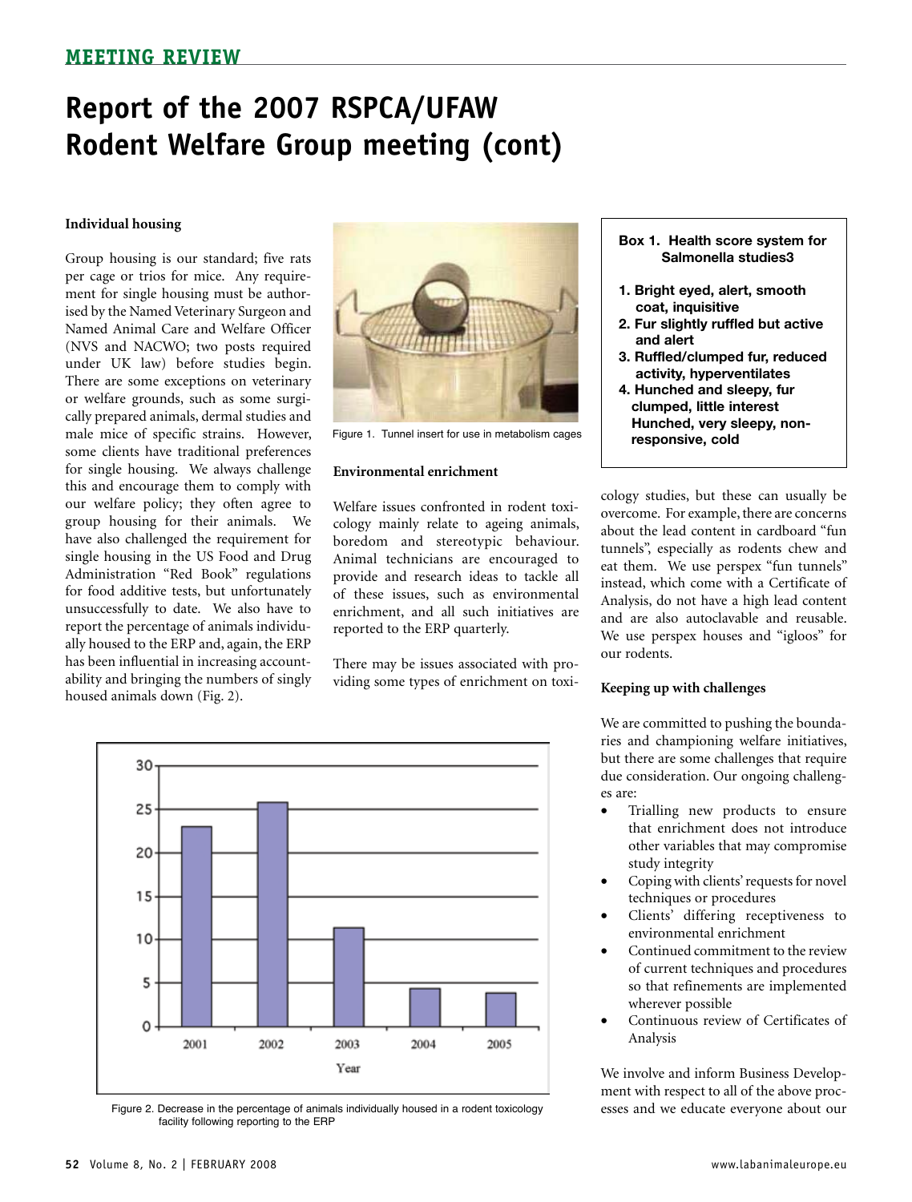# Report of the 2007 RSPCA/UFAW Rodent Welfare Group meeting (cont)

### Individual housing

Group housing is our standard; five rats per cage or trios for mice. Any requirement for single housing must be authorised by the Named Veterinary Surgeon and Named Animal Care and Welfare Officer (NVS and NACWO; two posts required under UK law) before studies begin. There are some exceptions on veterinary or welfare grounds, such as some surgically prepared animals, dermal studies and male mice of specific strains. However, some clients have traditional preferences for single housing. We always challenge this and encourage them to comply with our welfare policy; they often agree to group housing for their animals. We have also challenged the requirement for single housing in the US Food and Drug Administration "Red Book" regulations for food additive tests, but unfortunately unsuccessfully to date. We also have to report the percentage of animals individually housed to the ERP and, again, the ERP has been influential in increasing accountability and bringing the numbers of singly housed animals down (Fig. 2).

Figure 1. Tunnel insert for use in metabolism cages

### Environmental enrichment

Welfare issues confronted in rodent toxicology mainly relate to ageing animals, boredom and stereotypic behaviour. Animal technicians are encouraged to provide and research ideas to tackle all of these issues, such as environmental enrichment, and all such initiatives are reported to the ERP quarterly.

There may be issues associated with providing some types of enrichment on toxicology studies, but these can usually be overcome. For example, there are concerns about the lead content in cardboard "fun tunnels", especially as rodents chew and eat them. We use perspex "fun tunnels" instead, which come with a Certificate of Analysis, do not have a high lead content and are also autoclavable and reusable. We use perspex houses and "igloos" for our rodents.

| Year | Percentage of animals individually housed |
|---|---|
| 2001 | 23 |
| 2002 | 26 |
| 2003 | 11.5 |
| 2004 | 4.5 |
| 2005 | 4 |

Figure 2. Decrease in the percentage of animals individually housed in a rodent toxicology facility following reporting to the ERP

**Box 1. Health score system for Salmonella studies3**

1. Bright eyed, alert, smooth coat, inquisitive
2. Fur slightly ruffled but active and alert
3. Ruffled/clumped fur, reduced activity, hyperventilates
4. Hunched and sleepy, fur clumped, little interest
   Hunched, very sleepy, non-responsive, cold

### Keeping up with challenges

We are committed to pushing the boundaries and championing welfare initiatives, but there are some challenges that require due consideration. Our ongoing challenges are:

- Trialling new products to ensure that enrichment does not introduce other variables that may compromise study integrity
- Coping with clients' requests for novel techniques or procedures
- Clients' differing receptiveness to environmental enrichment
- Continued commitment to the review of current techniques and procedures so that refinements are implemented wherever possible
- Continuous review of Certificates of Analysis

We involve and inform Business Development with respect to all of the above processes and we educate everyone about our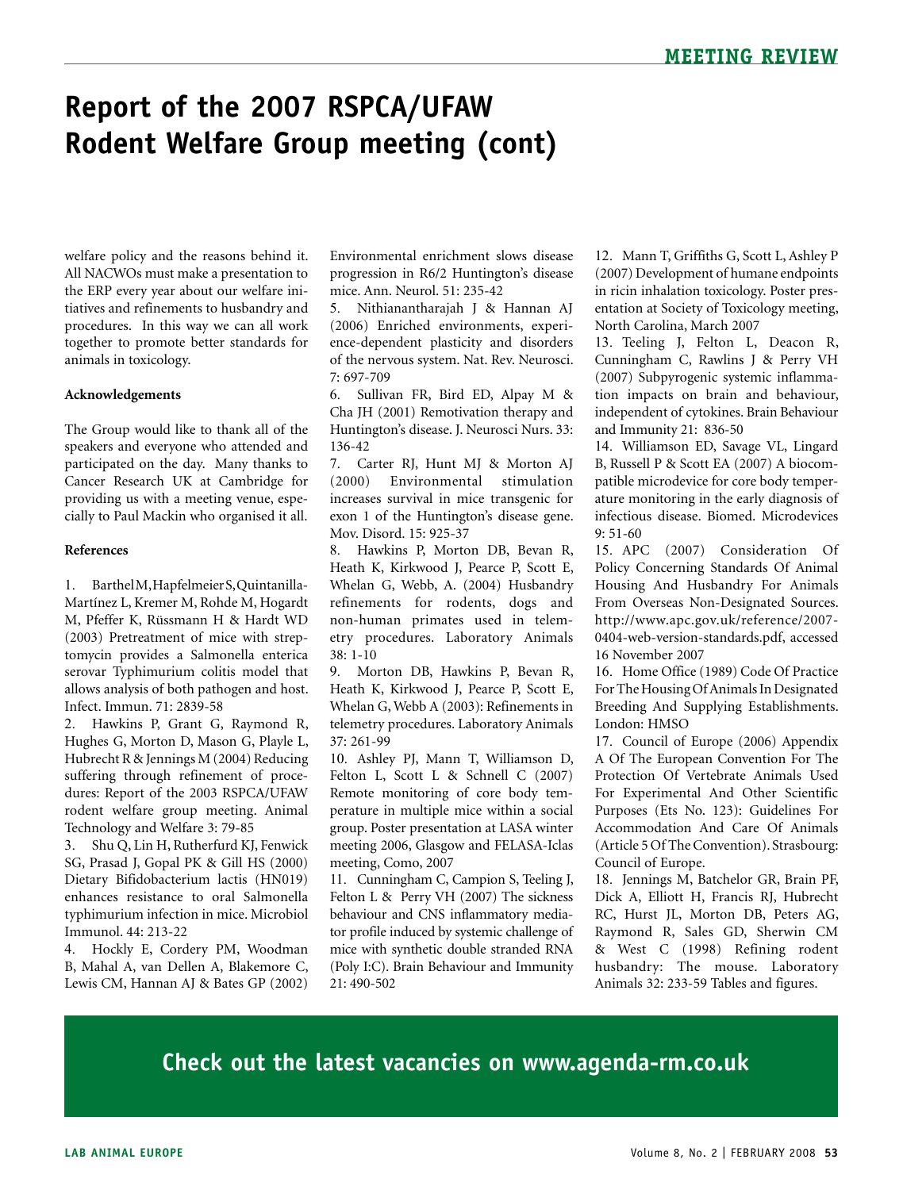# Report of the 2007 RSPCA/UFAW Rodent Welfare Group meeting (cont)

welfare policy and the reasons behind it. All NACWOs must make a presentation to the ERP every year about our welfare initiatives and refinements to husbandry and procedures. In this way we can all work together to promote better standards for animals in toxicology.

**Acknowledgements**

The Group would like to thank all of the speakers and everyone who attended and participated on the day. Many thanks to Cancer Research UK at Cambridge for providing us with a meeting venue, especially to Paul Mackin who organised it all.

**References**

1. Barthel M, Hapfelmeier S, Quintanilla-Martínez L, Kremer M, Rohde M, Hogardt M, Pfeffer K, Rüssmann H & Hardt WD (2003) Pretreatment of mice with streptomycin provides a Salmonella enterica serovar Typhimurium colitis model that allows analysis of both pathogen and host. Infect. Immun. 71: 2839-58
2. Hawkins P, Grant G, Raymond R, Hughes G, Morton D, Mason G, Playle L, Hubrecht R & Jennings M (2004) Reducing suffering through refinement of procedures: Report of the 2003 RSPCA/UFAW rodent welfare group meeting. Animal Technology and Welfare 3: 79-85
3. Shu Q, Lin H, Rutherfurd KJ, Fenwick SG, Prasad J, Gopal PK & Gill HS (2000) Dietary Bifidobacterium lactis (HN019) enhances resistance to oral Salmonella typhimurium infection in mice. Microbiol Immunol. 44: 213-22
4. Hockly E, Cordery PM, Woodman B, Mahal A, van Dellen A, Blakemore C, Lewis CM, Hannan AJ & Bates GP (2002) Environmental enrichment slows disease progression in R6/2 Huntington's disease mice. Ann. Neurol. 51: 235-42
5. Nithianantharajah J & Hannan AJ (2006) Enriched environments, experience-dependent plasticity and disorders of the nervous system. Nat. Rev. Neurosci. 7: 697-709
6. Sullivan FR, Bird ED, Alpay M & Cha JH (2001) Remotivation therapy and Huntington's disease. J. Neurosci Nurs. 33: 136-42
7. Carter RJ, Hunt MJ & Morton AJ (2000) Environmental stimulation increases survival in mice transgenic for exon 1 of the Huntington's disease gene. Mov. Disord. 15: 925-37
8. Hawkins P, Morton DB, Bevan R, Heath K, Kirkwood J, Pearce P, Scott E, Whelan G, Webb, A. (2004) Husbandry refinements for rodents, dogs and non-human primates used in telemetry procedures. Laboratory Animals 38: 1-10
9. Morton DB, Hawkins P, Bevan R, Heath K, Kirkwood J, Pearce P, Scott E, Whelan G, Webb A (2003): Refinements in telemetry procedures. Laboratory Animals 37: 261-99
10. Ashley PJ, Mann T, Williamson D, Felton L, Scott L & Schnell C (2007) Remote monitoring of core body temperature in multiple mice within a social group. Poster presentation at LASA winter meeting 2006, Glasgow and FELASA-Iclas meeting, Como, 2007
11. Cunningham C, Campion S, Teeling J, Felton L & Perry VH (2007) The sickness behaviour and CNS inflammatory mediator profile induced by systemic challenge of mice with synthetic double stranded RNA (Poly I:C). Brain Behaviour and Immunity 21: 490-502
12. Mann T, Griffiths G, Scott L, Ashley P (2007) Development of humane endpoints in ricin inhalation toxicology. Poster presentation at Society of Toxicology meeting, North Carolina, March 2007
13. Teeling J, Felton L, Deacon R, Cunningham C, Rawlins J & Perry VH (2007) Subpyrogenic systemic inflammation impacts on brain and behaviour, independent of cytokines. Brain Behaviour and Immunity 21: 836-50
14. Williamson ED, Savage VL, Lingard B, Russell P & Scott EA (2007) A biocompatible microdevice for core body temperature monitoring in the early diagnosis of infectious disease. Biomed. Microdevices 9: 51-60
15. APC (2007) Consideration Of Policy Concerning Standards Of Animal Housing And Husbandry For Animals From Overseas Non-Designated Sources. http://www.apc.gov.uk/reference/2007-0404-web-version-standards.pdf, accessed 16 November 2007
16. Home Office (1989) Code Of Practice For The Housing Of Animals In Designated Breeding And Supplying Establishments. London: HMSO
17. Council of Europe (2006) Appendix A Of The European Convention For The Protection Of Vertebrate Animals Used For Experimental And Other Scientific Purposes (Ets No. 123): Guidelines For Accommodation And Care Of Animals (Article 5 Of The Convention). Strasbourg: Council of Europe.
18. Jennings M, Batchelor GR, Brain PF, Dick A, Elliott H, Francis RJ, Hubrecht RC, Hurst JL, Morton DB, Peters AG, Raymond R, Sales GD, Sherwin CM & West C (1998) Refining rodent husbandry: The mouse. Laboratory Animals 32: 233-59 Tables and figures.

**Check out the latest vacancies on www.agenda-rm.co.uk**